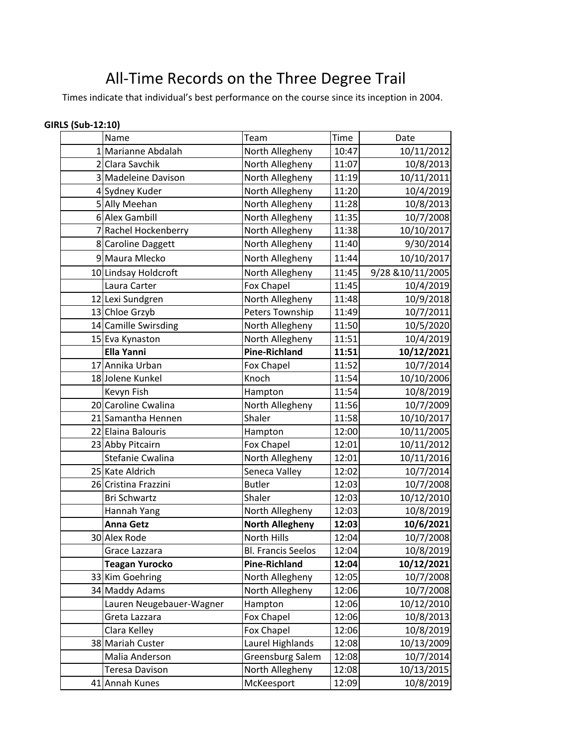# All-Time Records on the Three Degree Trail

Times indicate that individual's best performance on the course since its inception in 2004.

**GIRLS (Sub-12:10)**

| | Name | Team | Time | Date |
|---|---|---|---|---|
| 1 | Marianne Abdalah | North Allegheny | 10:47 | 10/11/2012 |
| 2 | Clara Savchik | North Allegheny | 11:07 | 10/8/2013 |
| 3 | Madeleine Davison | North Allegheny | 11:19 | 10/11/2011 |
| 4 | Sydney Kuder | North Allegheny | 11:20 | 10/4/2019 |
| 5 | Ally Meehan | North Allegheny | 11:28 | 10/8/2013 |
| 6 | Alex Gambill | North Allegheny | 11:35 | 10/7/2008 |
| 7 | Rachel Hockenberry | North Allegheny | 11:38 | 10/10/2017 |
| 8 | Caroline Daggett | North Allegheny | 11:40 | 9/30/2014 |
| 9 | Maura Mlecko | North Allegheny | 11:44 | 10/10/2017 |
| 10 | Lindsay Holdcroft | North Allegheny | 11:45 | 9/28 &10/11/2005 |
| | Laura Carter | Fox Chapel | 11:45 | 10/4/2019 |
| 12 | Lexi Sundgren | North Allegheny | 11:48 | 10/9/2018 |
| 13 | Chloe Grzyb | Peters Township | 11:49 | 10/7/2011 |
| 14 | Camille Swirsding | North Allegheny | 11:50 | 10/5/2020 |
| 15 | Eva Kynaston | North Allegheny | 11:51 | 10/4/2019 |
| | **Ella Yanni** | **Pine-Richland** | **11:51** | **10/12/2021** |
| 17 | Annika Urban | Fox Chapel | 11:52 | 10/7/2014 |
| 18 | Jolene Kunkel | Knoch | 11:54 | 10/10/2006 |
| | Kevyn Fish | Hampton | 11:54 | 10/8/2019 |
| 20 | Caroline Cwalina | North Allegheny | 11:56 | 10/7/2009 |
| 21 | Samantha Hennen | Shaler | 11:58 | 10/10/2017 |
| 22 | Elaina Balouris | Hampton | 12:00 | 10/11/2005 |
| 23 | Abby Pitcairn | Fox Chapel | 12:01 | 10/11/2012 |
| | Stefanie Cwalina | North Allegheny | 12:01 | 10/11/2016 |
| 25 | Kate Aldrich | Seneca Valley | 12:02 | 10/7/2014 |
| 26 | Cristina Frazzini | Butler | 12:03 | 10/7/2008 |
| | Bri Schwartz | Shaler | 12:03 | 10/12/2010 |
| | Hannah Yang | North Allegheny | 12:03 | 10/8/2019 |
| | **Anna Getz** | **North Allegheny** | **12:03** | **10/6/2021** |
| 30 | Alex Rode | North Hills | 12:04 | 10/7/2008 |
| | Grace Lazzara | Bl. Francis Seelos | 12:04 | 10/8/2019 |
| | **Teagan Yurocko** | **Pine-Richland** | **12:04** | **10/12/2021** |
| 33 | Kim Goehring | North Allegheny | 12:05 | 10/7/2008 |
| 34 | Maddy Adams | North Allegheny | 12:06 | 10/7/2008 |
| | Lauren Neugebauer-Wagner | Hampton | 12:06 | 10/12/2010 |
| | Greta Lazzara | Fox Chapel | 12:06 | 10/8/2013 |
| | Clara Kelley | Fox Chapel | 12:06 | 10/8/2019 |
| 38 | Mariah Custer | Laurel Highlands | 12:08 | 10/13/2009 |
| | Malia Anderson | Greensburg Salem | 12:08 | 10/7/2014 |
| | Teresa Davison | North Allegheny | 12:08 | 10/13/2015 |
| 41 | Annah Kunes | McKeesport | 12:09 | 10/8/2019 |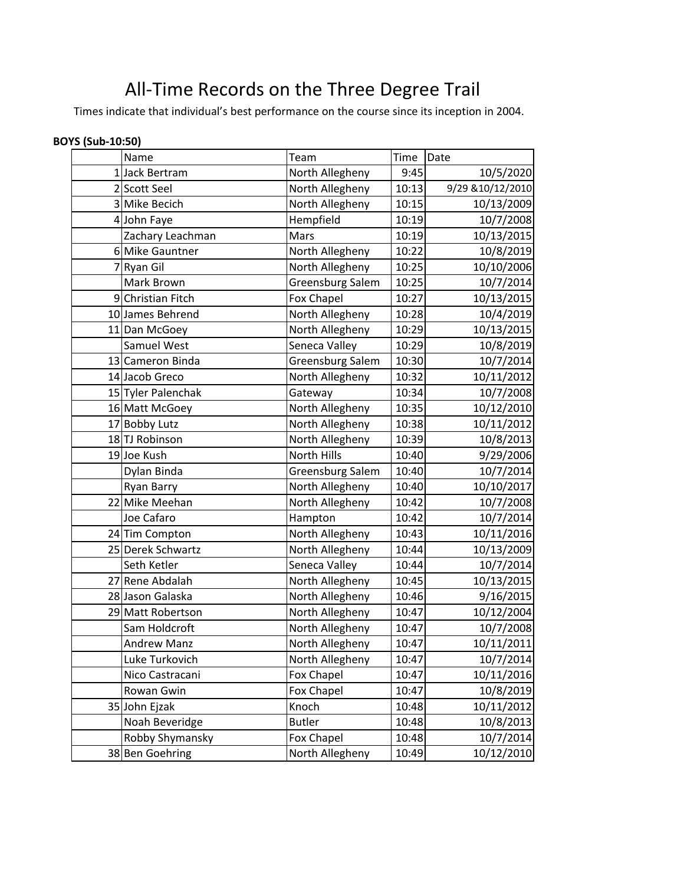# All-Time Records on the Three Degree Trail

Times indicate that individual's best performance on the course since its inception in 2004.

**BOYS (Sub-10:50)**

| | Name | Team | Time | Date |
|---|---|---|---|---|
| 1 | Jack Bertram | North Allegheny | 9:45 | 10/5/2020 |
| 2 | Scott Seel | North Allegheny | 10:13 | 9/29 &10/12/2010 |
| 3 | Mike Becich | North Allegheny | 10:15 | 10/13/2009 |
| 4 | John Faye | Hempfield | 10:19 | 10/7/2008 |
| | Zachary Leachman | Mars | 10:19 | 10/13/2015 |
| 6 | Mike Gauntner | North Allegheny | 10:22 | 10/8/2019 |
| 7 | Ryan Gil | North Allegheny | 10:25 | 10/10/2006 |
| | Mark Brown | Greensburg Salem | 10:25 | 10/7/2014 |
| 9 | Christian Fitch | Fox Chapel | 10:27 | 10/13/2015 |
| 10 | James Behrend | North Allegheny | 10:28 | 10/4/2019 |
| 11 | Dan McGoey | North Allegheny | 10:29 | 10/13/2015 |
| | Samuel West | Seneca Valley | 10:29 | 10/8/2019 |
| 13 | Cameron Binda | Greensburg Salem | 10:30 | 10/7/2014 |
| 14 | Jacob Greco | North Allegheny | 10:32 | 10/11/2012 |
| 15 | Tyler Palenchak | Gateway | 10:34 | 10/7/2008 |
| 16 | Matt McGoey | North Allegheny | 10:35 | 10/12/2010 |
| 17 | Bobby Lutz | North Allegheny | 10:38 | 10/11/2012 |
| 18 | TJ Robinson | North Allegheny | 10:39 | 10/8/2013 |
| 19 | Joe Kush | North Hills | 10:40 | 9/29/2006 |
| | Dylan Binda | Greensburg Salem | 10:40 | 10/7/2014 |
| | Ryan Barry | North Allegheny | 10:40 | 10/10/2017 |
| 22 | Mike Meehan | North Allegheny | 10:42 | 10/7/2008 |
| | Joe Cafaro | Hampton | 10:42 | 10/7/2014 |
| 24 | Tim Compton | North Allegheny | 10:43 | 10/11/2016 |
| 25 | Derek Schwartz | North Allegheny | 10:44 | 10/13/2009 |
| | Seth Ketler | Seneca Valley | 10:44 | 10/7/2014 |
| 27 | Rene Abdalah | North Allegheny | 10:45 | 10/13/2015 |
| 28 | Jason Galaska | North Allegheny | 10:46 | 9/16/2015 |
| 29 | Matt Robertson | North Allegheny | 10:47 | 10/12/2004 |
| | Sam Holdcroft | North Allegheny | 10:47 | 10/7/2008 |
| | Andrew Manz | North Allegheny | 10:47 | 10/11/2011 |
| | Luke Turkovich | North Allegheny | 10:47 | 10/7/2014 |
| | Nico Castracani | Fox Chapel | 10:47 | 10/11/2016 |
| | Rowan Gwin | Fox Chapel | 10:47 | 10/8/2019 |
| 35 | John Ejzak | Knoch | 10:48 | 10/11/2012 |
| | Noah Beveridge | Butler | 10:48 | 10/8/2013 |
| | Robby Shymansky | Fox Chapel | 10:48 | 10/7/2014 |
| 38 | Ben Goehring | North Allegheny | 10:49 | 10/12/2010 |